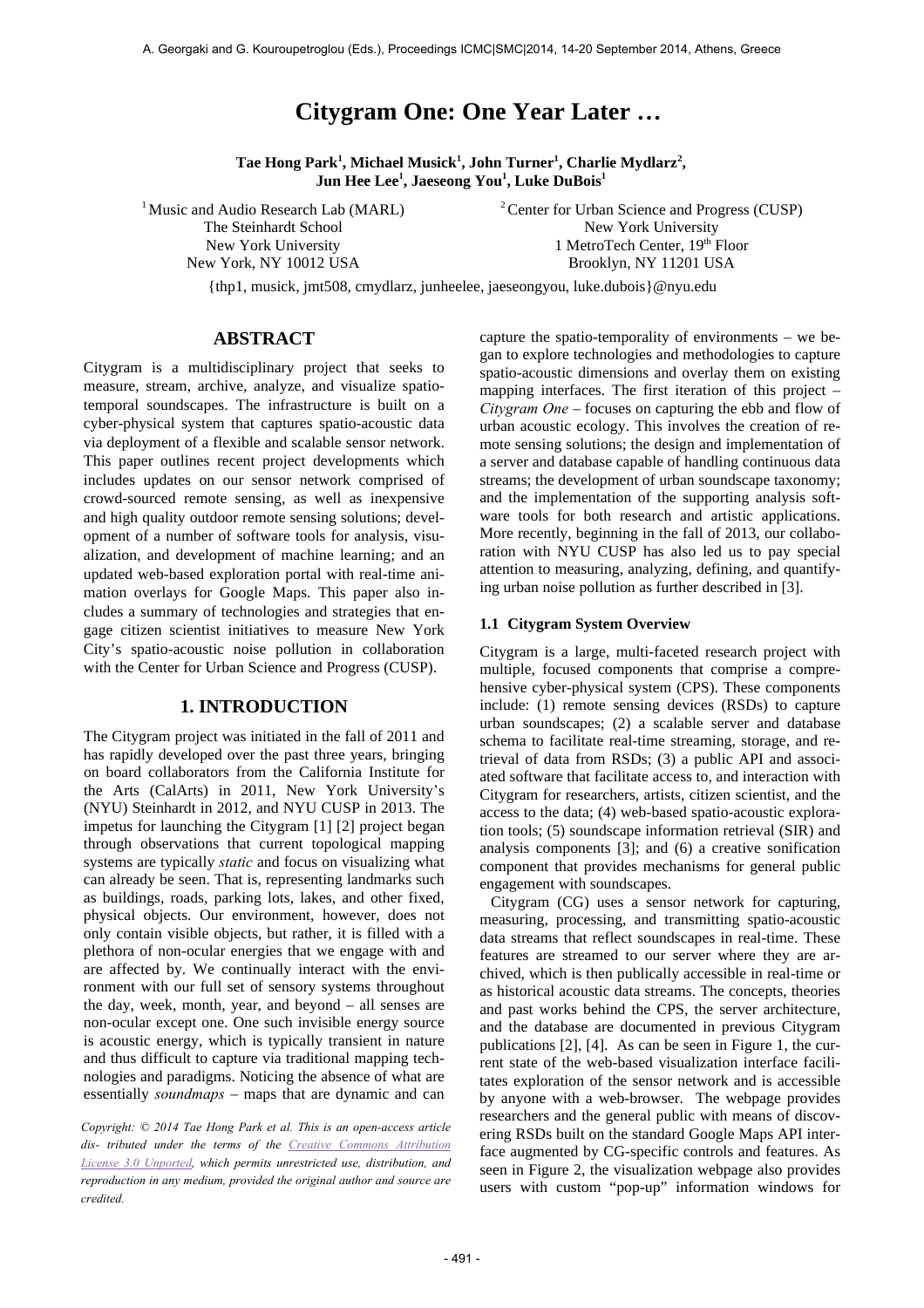# Citygram One: One Year Later …

**Tae Hong Park[1], Michael Musick[1], John Turner[1], Charlie Mydlarz[2], Jun Hee Lee[1], Jaeseong You[1], Luke DuBois[1]**

[1] Music and Audio Research Lab (MARL)
The Steinhardt School
New York University
New York, NY 10012 USA

[2] Center for Urban Science and Progress (CUSP)
New York University
1 MetroTech Center, 19th Floor
Brooklyn, NY 11201 USA

{thp1, musick, jmt508, cmydlarz, junheelee, jaeseongyou, luke.dubois}@nyu.edu

## ABSTRACT

Citygram is a multidisciplinary project that seeks to measure, stream, archive, analyze, and visualize spatio-temporal soundscapes. The infrastructure is built on a cyber-physical system that captures spatio-acoustic data via deployment of a flexible and scalable sensor network. This paper outlines recent project developments which includes updates on our sensor network comprised of crowd-sourced remote sensing, as well as inexpensive and high quality outdoor remote sensing solutions; development of a number of software tools for analysis, visualization, and development of machine learning; and an updated web-based exploration portal with real-time animation overlays for Google Maps. This paper also includes a summary of technologies and strategies that engage citizen scientist initiatives to measure New York City's spatio-acoustic noise pollution in collaboration with the Center for Urban Science and Progress (CUSP).

## 1. INTRODUCTION

The Citygram project was initiated in the fall of 2011 and has rapidly developed over the past three years, bringing on board collaborators from the California Institute for the Arts (CalArts) in 2011, New York University's (NYU) Steinhardt in 2012, and NYU CUSP in 2013. The impetus for launching the Citygram [1] [2] project began through observations that current topological mapping systems are typically *static* and focus on visualizing what can already be seen. That is, representing landmarks such as buildings, roads, parking lots, lakes, and other fixed, physical objects. Our environment, however, does not only contain visible objects, but rather, it is filled with a plethora of non-ocular energies that we engage with and are affected by. We continually interact with the environment with our full set of sensory systems throughout the day, week, month, year, and beyond – all senses are non-ocular except one. One such invisible energy source is acoustic energy, which is typically transient in nature and thus difficult to capture via traditional mapping technologies and paradigms. Noticing the absence of what are essentially *soundmaps* – maps that are dynamic and can capture the spatio-temporality of environments – we began to explore technologies and methodologies to capture spatio-acoustic dimensions and overlay them on existing mapping interfaces. The first iteration of this project – *Citygram One* – focuses on capturing the ebb and flow of urban acoustic ecology. This involves the creation of remote sensing solutions; the design and implementation of a server and database capable of handling continuous data streams; the development of urban soundscape taxonomy; and the implementation of the supporting analysis software tools for both research and artistic applications. More recently, beginning in the fall of 2013, our collaboration with NYU CUSP has also led us to pay special attention to measuring, analyzing, defining, and quantifying urban noise pollution as further described in [3].

*Copyright: © 2014 Tae Hong Park et al. This is an open-access article dis- tributed under the terms of the Creative Commons Attribution License 3.0 Unported, which permits unrestricted use, distribution, and reproduction in any medium, provided the original author and source are credited.*

### 1.1 Citygram System Overview

Citygram is a large, multi-faceted research project with multiple, focused components that comprise a comprehensive cyber-physical system (CPS). These components include: (1) remote sensing devices (RSDs) to capture urban soundscapes; (2) a scalable server and database schema to facilitate real-time streaming, storage, and retrieval of data from RSDs; (3) a public API and associated software that facilitate access to, and interaction with Citygram for researchers, artists, citizen scientist, and the access to the data; (4) web-based spatio-acoustic exploration tools; (5) soundscape information retrieval (SIR) and analysis components [3]; and (6) a creative sonification component that provides mechanisms for general public engagement with soundscapes.

Citygram (CG) uses a sensor network for capturing, measuring, processing, and transmitting spatio-acoustic data streams that reflect soundscapes in real-time. These features are streamed to our server where they are archived, which is then publically accessible in real-time or as historical acoustic data streams. The concepts, theories and past works behind the CPS, the server architecture, and the database are documented in previous Citygram publications [2], [4]. As can be seen in Figure 1, the current state of the web-based visualization interface facilitates exploration of the sensor network and is accessible by anyone with a web-browser. The webpage provides researchers and the general public with means of discovering RSDs built on the standard Google Maps API interface augmented by CG-specific controls and features. As seen in Figure 2, the visualization webpage also provides users with custom "pop-up" information windows for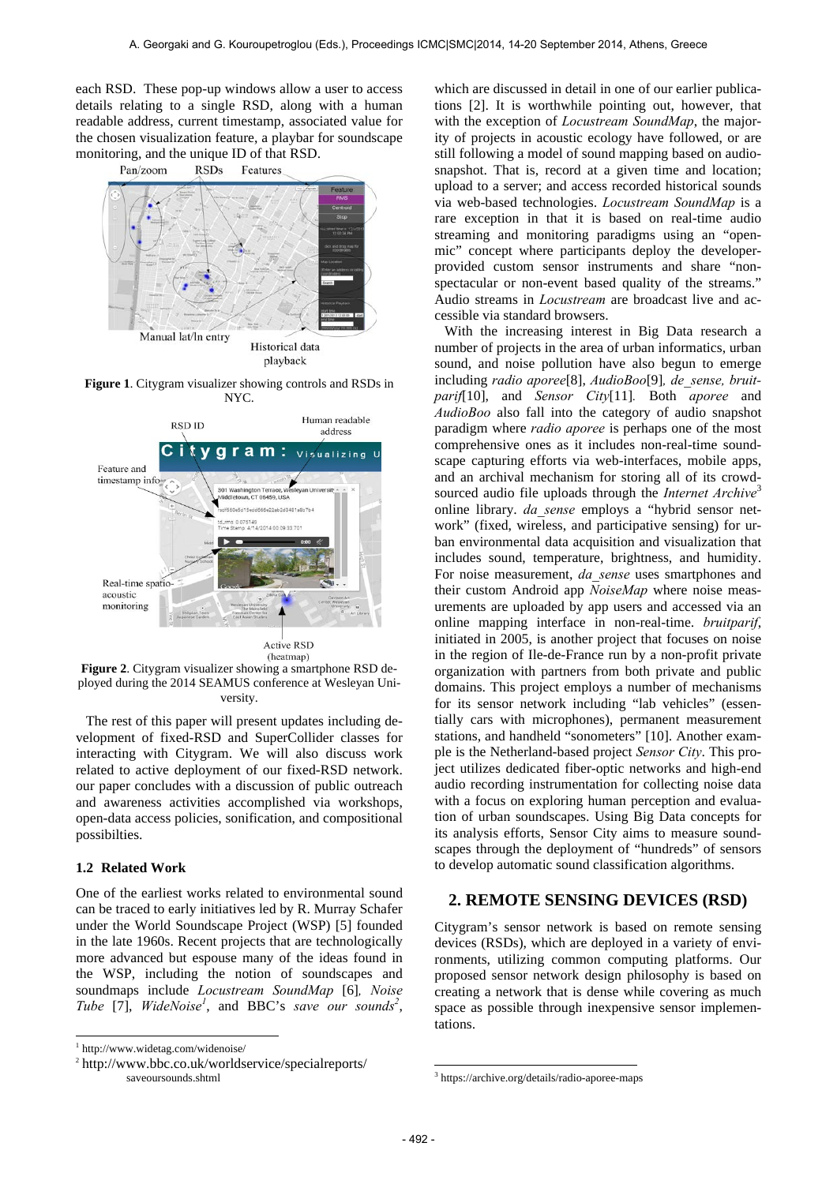each RSD. These pop-up windows allow a user to access details relating to a single RSD, along with a human readable address, current timestamp, associated value for the chosen visualization feature, a playbar for soundscape monitoring, and the unique ID of that RSD.

**Figure 1**. Citygram visualizer showing controls and RSDs in NYC.

**Figure 2**. Citygram visualizer showing a smartphone RSD deployed during the 2014 SEAMUS conference at Wesleyan University.

The rest of this paper will present updates including development of fixed-RSD and SuperCollider classes for interacting with Citygram. We will also discuss work related to active deployment of our fixed-RSD network. our paper concludes with a discussion of public outreach and awareness activities accomplished via workshops, open-data access policies, sonification, and compositional possibilties.

### 1.2 Related Work

One of the earliest works related to environmental sound can be traced to early initiatives led by R. Murray Schafer under the World Soundscape Project (WSP) [5] founded in the late 1960s. Recent projects that are technologically more advanced but espouse many of the ideas found in the WSP, including the notion of soundscapes and soundmaps include *Locustream SoundMap* [6], *Noise Tube* [7], *WideNoise*[1], and BBC's *save our sounds*[2], which are discussed in detail in one of our earlier publications [2]. It is worthwhile pointing out, however, that with the exception of *Locustream SoundMap*, the majority of projects in acoustic ecology have followed, or are still following a model of sound mapping based on audio-snapshot. That is, record at a given time and location; upload to a server; and access recorded historical sounds via web-based technologies. *Locustream SoundMap* is a rare exception in that it is based on real-time audio streaming and monitoring paradigms using an "open-mic" concept where participants deploy the developer-provided custom sensor instruments and share "non-spectacular or non-event based quality of the streams." Audio streams in *Locustream* are broadcast live and accessible via standard browsers.

With the increasing interest in Big Data research a number of projects in the area of urban informatics, urban sound, and noise pollution have also begun to emerge including *radio aporee*[8], *AudioBoo*[9], *de_sense, bruitparif*[10], and *Sensor City*[11]. Both *aporee* and *AudioBoo* also fall into the category of audio snapshot paradigm where *radio aporee* is perhaps one of the most comprehensive ones as it includes non-real-time soundscape capturing efforts via web-interfaces, mobile apps, and an archival mechanism for storing all of its crowd-sourced audio file uploads through the *Internet Archive*[3] online library. *da_sense* employs a "hybrid sensor network" (fixed, wireless, and participative sensing) for urban environmental data acquisition and visualization that includes sound, temperature, brightness, and humidity. For noise measurement, *da_sense* uses smartphones and their custom Android app *NoiseMap* where noise measurements are uploaded by app users and accessed via an online mapping interface in non-real-time. *bruitparif*, initiated in 2005, is another project that focuses on noise in the region of Ile-de-France run by a non-profit private organization with partners from both private and public domains. This project employs a number of mechanisms for its sensor network including "lab vehicles" (essentially cars with microphones), permanent measurement stations, and handheld "sonometers" [10]. Another example is the Netherland-based project *Sensor City*. This project utilizes dedicated fiber-optic networks and high-end audio recording instrumentation for collecting noise data with a focus on exploring human perception and evaluation of urban soundscapes. Using Big Data concepts for its analysis efforts, Sensor City aims to measure soundscapes through the deployment of "hundreds" of sensors to develop automatic sound classification algorithms.

## 2. REMOTE SENSING DEVICES (RSD)

Citygram's sensor network is based on remote sensing devices (RSDs), which are deployed in a variety of environments, utilizing common computing platforms. Our proposed sensor network design philosophy is based on creating a network that is dense while covering as much space as possible through inexpensive sensor implementations.

[1] http://www.widetag.com/widenoise/

[2] http://www.bbc.co.uk/worldservice/specialreports/saveoursounds.shtml

[3] https://archive.org/details/radio-aporee-maps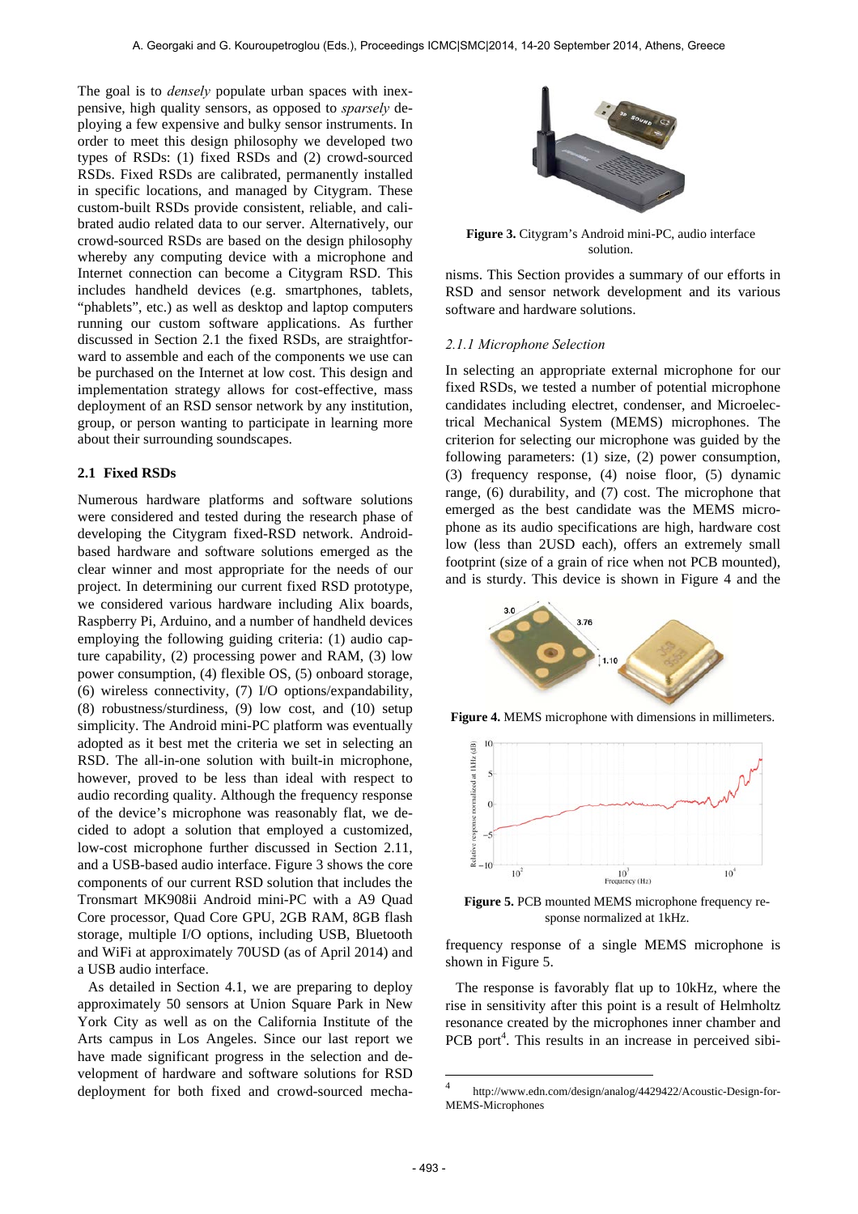The goal is to *densely* populate urban spaces with inexpensive, high quality sensors, as opposed to *sparsely* deploying a few expensive and bulky sensor instruments. In order to meet this design philosophy we developed two types of RSDs: (1) fixed RSDs and (2) crowd-sourced RSDs. Fixed RSDs are calibrated, permanently installed in specific locations, and managed by Citygram. These custom-built RSDs provide consistent, reliable, and calibrated audio related data to our server. Alternatively, our crowd-sourced RSDs are based on the design philosophy whereby any computing device with a microphone and Internet connection can become a Citygram RSD. This includes handheld devices (e.g. smartphones, tablets, "phablets", etc.) as well as desktop and laptop computers running our custom software applications. As further discussed in Section 2.1 the fixed RSDs, are straightforward to assemble and each of the components we use can be purchased on the Internet at low cost. This design and implementation strategy allows for cost-effective, mass deployment of an RSD sensor network by any institution, group, or person wanting to participate in learning more about their surrounding soundscapes.

### 2.1 Fixed RSDs

Numerous hardware platforms and software solutions were considered and tested during the research phase of developing the Citygram fixed-RSD network. Android-based hardware and software solutions emerged as the clear winner and most appropriate for the needs of our project. In determining our current fixed RSD prototype, we considered various hardware including Alix boards, Raspberry Pi, Arduino, and a number of handheld devices employing the following guiding criteria: (1) audio capture capability, (2) processing power and RAM, (3) low power consumption, (4) flexible OS, (5) onboard storage, (6) wireless connectivity, (7) I/O options/expandability, (8) robustness/sturdiness, (9) low cost, and (10) setup simplicity. The Android mini-PC platform was eventually adopted as it best met the criteria we set in selecting an RSD. The all-in-one solution with built-in microphone, however, proved to be less than ideal with respect to audio recording quality. Although the frequency response of the device's microphone was reasonably flat, we decided to adopt a solution that employed a customized, low-cost microphone further discussed in Section 2.11, and a USB-based audio interface. Figure 3 shows the core components of our current RSD solution that includes the Tronsmart MK908ii Android mini-PC with a A9 Quad Core processor, Quad Core GPU, 2GB RAM, 8GB flash storage, multiple I/O options, including USB, Bluetooth and WiFi at approximately 70USD (as of April 2014) and a USB audio interface.

As detailed in Section 4.1, we are preparing to deploy approximately 50 sensors at Union Square Park in New York City as well as on the California Institute of the Arts campus in Los Angeles. Since our last report we have made significant progress in the selection and development of hardware and software solutions for RSD deployment for both fixed and crowd-sourced mechanisms. This Section provides a summary of our efforts in RSD and sensor network development and its various software and hardware solutions.

**Figure 3.** Citygram's Android mini-PC, audio interface solution.

#### *2.1.1 Microphone Selection*

In selecting an appropriate external microphone for our fixed RSDs, we tested a number of potential microphone candidates including electret, condenser, and Microelectrical Mechanical System (MEMS) microphones. The criterion for selecting our microphone was guided by the following parameters: (1) size, (2) power consumption, (3) frequency response, (4) noise floor, (5) dynamic range, (6) durability, and (7) cost. The microphone that emerged as the best candidate was the MEMS microphone as its audio specifications are high, hardware cost low (less than 2USD each), offers an extremely small footprint (size of a grain of rice when not PCB mounted), and is sturdy. This device is shown in Figure 4 and the frequency response of a single MEMS microphone is shown in Figure 5.

**Figure 4.** MEMS microphone with dimensions in millimeters.

**Figure 5.** PCB mounted MEMS microphone frequency response normalized at 1kHz.

The response is favorably flat up to 10kHz, where the rise in sensitivity after this point is a result of Helmholtz resonance created by the microphones inner chamber and PCB port[4]. This results in an increase in perceived sibi-

[4] http://www.edn.com/design/analog/4429422/Acoustic-Design-for-MEMS-Microphones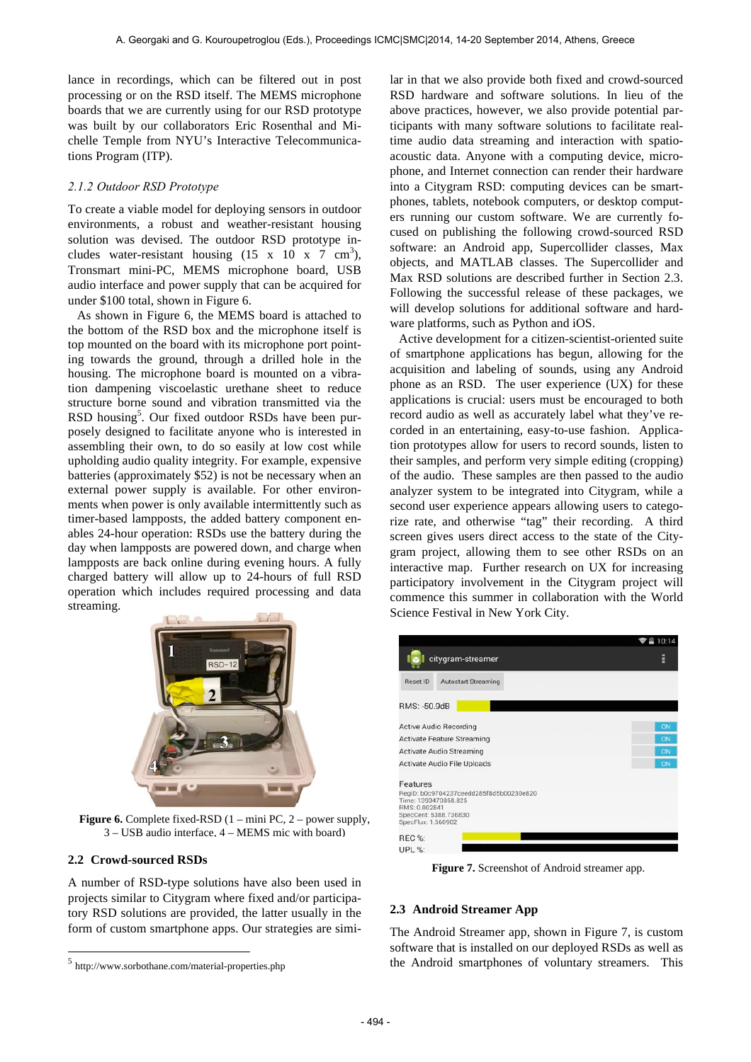lance in recordings, which can be filtered out in post processing or on the RSD itself. The MEMS microphone boards that we are currently using for our RSD prototype was built by our collaborators Eric Rosenthal and Michelle Temple from NYU's Interactive Telecommunications Program (ITP).

### *2.1.2 Outdoor RSD Prototype*

To create a viable model for deploying sensors in outdoor environments, a robust and weather-resistant housing solution was devised. The outdoor RSD prototype includes water-resistant housing (15 x 10 x 7 $cm^3$), Tronsmart mini-PC, MEMS microphone board, USB audio interface and power supply that can be acquired for under $100 total, shown in Figure 6.

As shown in Figure 6, the MEMS board is attached to the bottom of the RSD box and the microphone itself is top mounted on the board with its microphone port pointing towards the ground, through a drilled hole in the housing. The microphone board is mounted on a vibration dampening viscoelastic urethane sheet to reduce structure borne sound and vibration transmitted via the RSD housing[5]. Our fixed outdoor RSDs have been purposely designed to facilitate anyone who is interested in assembling their own, to do so easily at low cost while upholding audio quality integrity. For example, expensive batteries (approximately $52) is not be necessary when an external power supply is available. For other environments when power is only available intermittently such as timer-based lampposts, the added battery component enables 24-hour operation: RSDs use the battery during the day when lampposts are powered down, and charge when lampposts are back online during evening hours. A fully charged battery will allow up to 24-hours of full RSD operation which includes required processing and data streaming.

**Figure 6.** Complete fixed-RSD (1 – mini PC, 2 – power supply, 3 – USB audio interface, 4 – MEMS mic with board)

## 2.2 Crowd-sourced RSDs

A number of RSD-type solutions have also been used in projects similar to Citygram where fixed and/or participatory RSD solutions are provided, the latter usually in the form of custom smartphone apps. Our strategies are similar in that we also provide both fixed and crowd-sourced RSD hardware and software solutions. In lieu of the above practices, however, we also provide potential participants with many software solutions to facilitate real-time audio data streaming and interaction with spatio-acoustic data. Anyone with a computing device, microphone, and Internet connection can render their hardware into a Citygram RSD: computing devices can be smartphones, tablets, notebook computers, or desktop computers running our custom software. We are currently focused on publishing the following crowd-sourced RSD software: an Android app, Supercollider classes, Max objects, and MATLAB classes. The Supercollider and Max RSD solutions are described further in Section 2.3. Following the successful release of these packages, we will develop solutions for additional software and hardware platforms, such as Python and iOS.

Active development for a citizen-scientist-oriented suite of smartphone applications has begun, allowing for the acquisition and labeling of sounds, using any Android phone as an RSD. The user experience (UX) for these applications is crucial: users must be encouraged to both record audio as well as accurately label what they've recorded in an entertaining, easy-to-use fashion. Application prototypes allow for users to record sounds, listen to their samples, and perform very simple editing (cropping) of the audio. These samples are then passed to the audio analyzer system to be integrated into Citygram, while a second user experience appears allowing users to categorize rate, and otherwise "tag" their recording. A third screen gives users direct access to the state of the Citygram project, allowing them to see other RSDs on an interactive map. Further research on UX for increasing participatory involvement in the Citygram project will commence this summer in collaboration with the World Science Festival in New York City.

**Figure 7.** Screenshot of Android streamer app.

## 2.3 Android Streamer App

The Android Streamer app, shown in Figure 7, is custom software that is installed on our deployed RSDs as well as the Android smartphones of voluntary streamers. This

[5] http://www.sorbothane.com/material-properties.php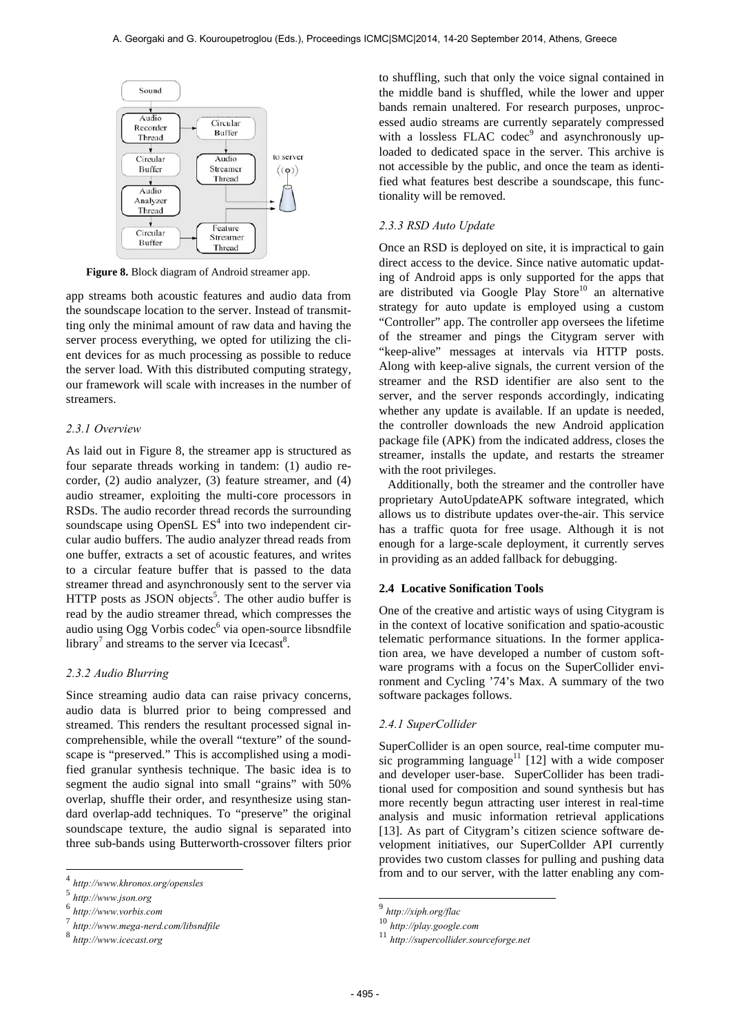Figure 8. Block diagram of Android streamer app.

app streams both acoustic features and audio data from the soundscape location to the server. Instead of transmitting only the minimal amount of raw data and having the server process everything, we opted for utilizing the client devices for as much processing as possible to reduce the server load. With this distributed computing strategy, our framework will scale with increases in the number of streamers.

### 2.3.1 Overview

As laid out in Figure 8, the streamer app is structured as four separate threads working in tandem: (1) audio recorder, (2) audio analyzer, (3) feature streamer, and (4) audio streamer, exploiting the multi-core processors in RSDs. The audio recorder thread records the surrounding soundscape using OpenSL ES[4] into two independent circular audio buffers. The audio analyzer thread reads from one buffer, extracts a set of acoustic features, and writes to a circular feature buffer that is passed to the data streamer thread and asynchronously sent to the server via HTTP posts as JSON objects[5]. The other audio buffer is read by the audio streamer thread, which compresses the audio using Ogg Vorbis codec[6] via open-source libsndfile library[7] and streams to the server via Icecast[8].

### 2.3.2 Audio Blurring

Since streaming audio data can raise privacy concerns, audio data is blurred prior to being compressed and streamed. This renders the resultant processed signal incomprehensible, while the overall "texture" of the soundscape is "preserved." This is accomplished using a modified granular synthesis technique. The basic idea is to segment the audio signal into small "grains" with 50% overlap, shuffle their order, and resynthesize using standard overlap-add techniques. To "preserve" the original soundscape texture, the audio signal is separated into three sub-bands using Butterworth-crossover filters prior to shuffling, such that only the voice signal contained in the middle band is shuffled, while the lower and upper bands remain unaltered. For research purposes, unprocessed audio streams are currently separately compressed with a lossless FLAC codec[9] and asynchronously uploaded to dedicated space in the server. This archive is not accessible by the public, and once the team as identified what features best describe a soundscape, this functionality will be removed.

### 2.3.3 RSD Auto Update

Once an RSD is deployed on site, it is impractical to gain direct access to the device. Since native automatic updating of Android apps is only supported for the apps that are distributed via Google Play Store[10] an alternative strategy for auto update is employed using a custom "Controller" app. The controller app oversees the lifetime of the streamer and pings the Citygram server with "keep-alive" messages at intervals via HTTP posts. Along with keep-alive signals, the current version of the streamer and the RSD identifier are also sent to the server, and the server responds accordingly, indicating whether any update is available. If an update is needed, the controller downloads the new Android application package file (APK) from the indicated address, closes the streamer, installs the update, and restarts the streamer with the root privileges.

Additionally, both the streamer and the controller have proprietary AutoUpdateAPK software integrated, which allows us to distribute updates over-the-air. This service has a traffic quota for free usage. Although it is not enough for a large-scale deployment, it currently serves in providing as an added fallback for debugging.

## 2.4 Locative Sonification Tools

One of the creative and artistic ways of using Citygram is in the context of locative sonification and spatio-acoustic telematic performance situations. In the former application area, we have developed a number of custom software programs with a focus on the SuperCollider environment and Cycling '74's Max. A summary of the two software packages follows.

### 2.4.1 SuperCollider

SuperCollider is an open source, real-time computer music programming language[11] [12] with a wide composer and developer user-base. SuperCollider has been traditional used for composition and sound synthesis but has more recently begun attracting user interest in real-time analysis and music information retrieval applications [13]. As part of Citygram's citizen science software development initiatives, our SuperCollder API currently provides two custom classes for pulling and pushing data from and to our server, with the latter enabling any com-

---

[4] http://www.khronos.org/opensles
[5] http://www.json.org
[6] http://www.vorbis.com
[7] http://www.mega-nerd.com/libsndfile
[8] http://www.icecast.org
[9] http://xiph.org/flac
[10] http://play.google.com
[11] http://supercollider.sourceforge.net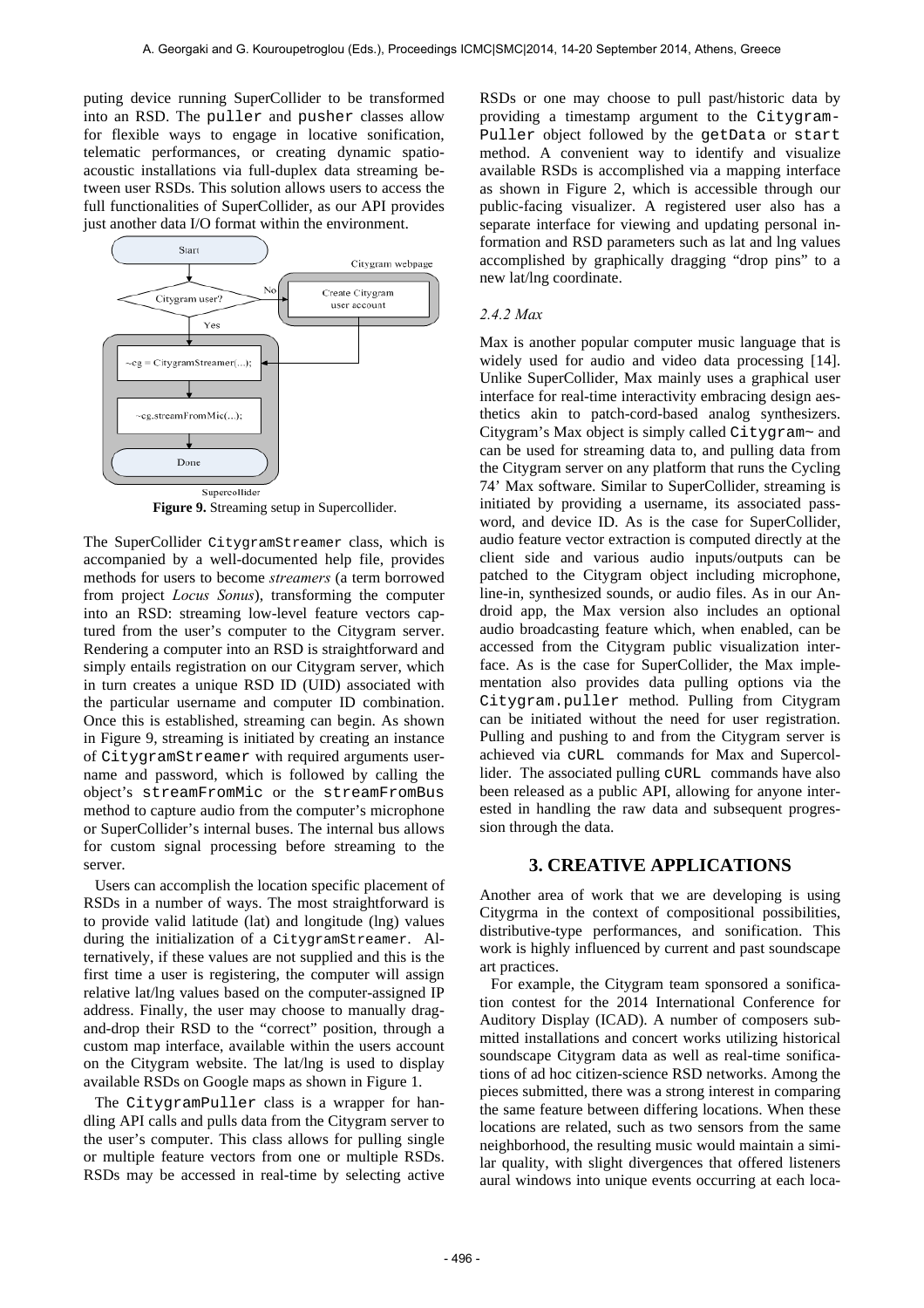puting device running SuperCollider to be transformed into an RSD. The puller and pusher classes allow for flexible ways to engage in locative sonification, telematic performances, or creating dynamic spatio-acoustic installations via full-duplex data streaming between user RSDs. This solution allows users to access the full functionalities of SuperCollider, as our API provides just another data I/O format within the environment.

**Figure 9.** Streaming setup in Supercollider.

The SuperCollider CitygramStreamer class, which is accompanied by a well-documented help file, provides methods for users to become *streamers* (a term borrowed from project *Locus Sonus*), transforming the computer into an RSD: streaming low-level feature vectors captured from the user's computer to the Citygram server. Rendering a computer into an RSD is straightforward and simply entails registration on our Citygram server, which in turn creates a unique RSD ID (UID) associated with the particular username and computer ID combination. Once this is established, streaming can begin. As shown in Figure 9, streaming is initiated by creating an instance of CitygramStreamer with required arguments username and password, which is followed by calling the object's streamFromMic or the streamFromBus method to capture audio from the computer's microphone or SuperCollider's internal buses. The internal bus allows for custom signal processing before streaming to the server.

Users can accomplish the location specific placement of RSDs in a number of ways. The most straightforward is to provide valid latitude (lat) and longitude (lng) values during the initialization of a CitygramStreamer. Alternatively, if these values are not supplied and this is the first time a user is registering, the computer will assign relative lat/lng values based on the computer-assigned IP address. Finally, the user may choose to manually drag-and-drop their RSD to the "correct" position, through a custom map interface, available within the users account on the Citygram website. The lat/lng is used to display available RSDs on Google maps as shown in Figure 1.

The CitygramPuller class is a wrapper for handling API calls and pulls data from the Citygram server to the user's computer. This class allows for pulling single or multiple feature vectors from one or multiple RSDs. RSDs may be accessed in real-time by selecting active RSDs or one may choose to pull past/historic data by providing a timestamp argument to the Citygram-Puller object followed by the getData or start method. A convenient way to identify and visualize available RSDs is accomplished via a mapping interface as shown in Figure 2, which is accessible through our public-facing visualizer. A registered user also has a separate interface for viewing and updating personal information and RSD parameters such as lat and lng values accomplished by graphically dragging "drop pins" to a new lat/lng coordinate.

### *2.4.2 Max*

Max is another popular computer music language that is widely used for audio and video data processing [14]. Unlike SuperCollider, Max mainly uses a graphical user interface for real-time interactivity embracing design aesthetics akin to patch-cord-based analog synthesizers. Citygram's Max object is simply called Citygram~ and can be used for streaming data to, and pulling data from the Citygram server on any platform that runs the Cycling 74' Max software. Similar to SuperCollider, streaming is initiated by providing a username, its associated password, and device ID. As is the case for SuperCollider, audio feature vector extraction is computed directly at the client side and various audio inputs/outputs can be patched to the Citygram object including microphone, line-in, synthesized sounds, or audio files. As in our Android app, the Max version also includes an optional audio broadcasting feature which, when enabled, can be accessed from the Citygram public visualization interface. As is the case for SuperCollider, the Max implementation also provides data pulling options via the Citygram.puller method. Pulling from Citygram can be initiated without the need for user registration. Pulling and pushing to and from the Citygram server is achieved via cURL commands for Max and Supercollider. The associated pulling cURL commands have also been released as a public API, allowing for anyone interested in handling the raw data and subsequent progression through the data.

## 3. CREATIVE APPLICATIONS

Another area of work that we are developing is using Citygrma in the context of compositional possibilities, distributive-type performances, and sonification. This work is highly influenced by current and past soundscape art practices.

For example, the Citygram team sponsored a sonification contest for the 2014 International Conference for Auditory Display (ICAD). A number of composers submitted installations and concert works utilizing historical soundscape Citygram data as well as real-time sonifications of ad hoc citizen-science RSD networks. Among the pieces submitted, there was a strong interest in comparing the same feature between differing locations. When these locations are related, such as two sensors from the same neighborhood, the resulting music would maintain a similar quality, with slight divergences that offered listeners aural windows into unique events occurring at each loca-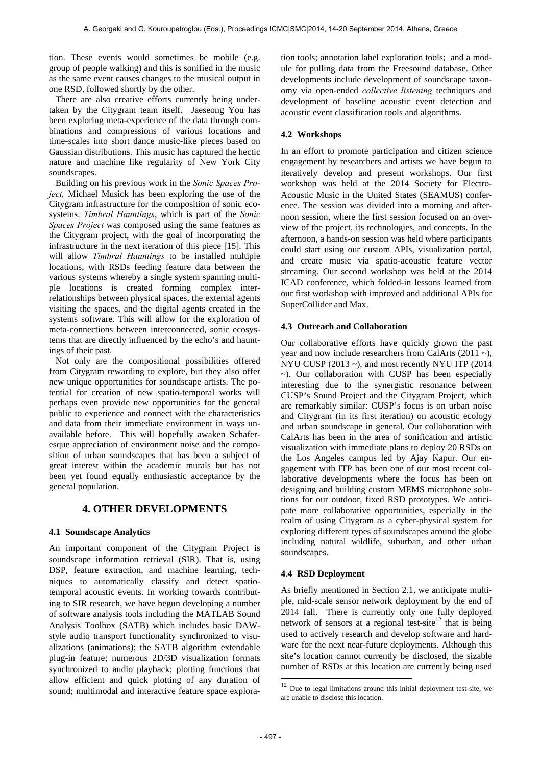tion. These events would sometimes be mobile (e.g. group of people walking) and this is sonified in the music as the same event causes changes to the musical output in one RSD, followed shortly by the other.

There are also creative efforts currently being undertaken by the Citygram team itself. Jaeseong You has been exploring meta-experience of the data through combinations and compressions of various locations and time-scales into short dance music-like pieces based on Gaussian distributions. This music has captured the hectic nature and machine like regularity of New York City soundscapes.

Building on his previous work in the *Sonic Spaces Project,* Michael Musick has been exploring the use of the Citygram infrastructure for the composition of sonic ecosystems. *Timbral Hauntings*, which is part of the *Sonic Spaces Project* was composed using the same features as the Citygram project, with the goal of incorporating the infrastructure in the next iteration of this piece [15]. This will allow *Timbral Hauntings* to be installed multiple locations, with RSDs feeding feature data between the various systems whereby a single system spanning multiple locations is created forming complex interrelationships between physical spaces, the external agents visiting the spaces, and the digital agents created in the systems software. This will allow for the exploration of meta-connections between interconnected, sonic ecosystems that are directly influenced by the echo's and hauntings of their past.

Not only are the compositional possibilities offered from Citygram rewarding to explore, but they also offer new unique opportunities for soundscape artists. The potential for creation of new spatio-temporal works will perhaps even provide new opportunities for the general public to experience and connect with the characteristics and data from their immediate environment in ways unavailable before. This will hopefully awaken Schaferesque appreciation of environment noise and the composition of urban soundscapes that has been a subject of great interest within the academic murals but has not been yet found equally enthusiastic acceptance by the general population.

## 4. OTHER DEVELOPMENTS

### 4.1 Soundscape Analytics

An important component of the Citygram Project is soundscape information retrieval (SIR). That is, using DSP, feature extraction, and machine learning, techniques to automatically classify and detect spatio-temporal acoustic events. In working towards contributing to SIR research, we have begun developing a number of software analysis tools including the MATLAB Sound Analysis Toolbox (SATB) which includes basic DAW-style audio transport functionality synchronized to visualizations (animations); the SATB algorithm extendable plug-in feature; numerous 2D/3D visualization formats synchronized to audio playback; plotting functions that allow efficient and quick plotting of any duration of sound; multimodal and interactive feature space exploration tools; annotation label exploration tools; and a module for pulling data from the Freesound database. Other developments include development of soundscape taxonomy via open-ended *collective listening* techniques and development of baseline acoustic event detection and acoustic event classification tools and algorithms.

### 4.2 Workshops

In an effort to promote participation and citizen science engagement by researchers and artists we have begun to iteratively develop and present workshops. Our first workshop was held at the 2014 Society for Electro-Acoustic Music in the United States (SEAMUS) conference. The session was divided into a morning and afternoon session, where the first session focused on an overview of the project, its technologies, and concepts. In the afternoon, a hands-on session was held where participants could start using our custom APIs, visualization portal, and create music via spatio-acoustic feature vector streaming. Our second workshop was held at the 2014 ICAD conference, which folded-in lessons learned from our first workshop with improved and additional APIs for SuperCollider and Max.

### 4.3 Outreach and Collaboration

Our collaborative efforts have quickly grown the past year and now include researchers from CalArts (2011 ~), NYU CUSP (2013 ~), and most recently NYU ITP (2014 ~). Our collaboration with CUSP has been especially interesting due to the synergistic resonance between CUSP's Sound Project and the Citygram Project, which are remarkably similar: CUSP's focus is on urban noise and Citygram (in its first iteration) on acoustic ecology and urban soundscape in general. Our collaboration with CalArts has been in the area of sonification and artistic visualization with immediate plans to deploy 20 RSDs on the Los Angeles campus led by Ajay Kapur. Our engagement with ITP has been one of our most recent collaborative developments where the focus has been on designing and building custom MEMS microphone solutions for our outdoor, fixed RSD prototypes. We anticipate more collaborative opportunities, especially in the realm of using Citygram as a cyber-physical system for exploring different types of soundscapes around the globe including natural wildlife, suburban, and other urban soundscapes.

### 4.4 RSD Deployment

As briefly mentioned in Section 2.1, we anticipate multiple, mid-scale sensor network deployment by the end of 2014 fall. There is currently only one fully deployed network of sensors at a regional test-site[12] that is being used to actively research and develop software and hardware for the next near-future deployments. Although this site's location cannot currently be disclosed, the sizable number of RSDs at this location are currently being used

[12] Due to legal limitations around this initial deployment test-site, we are unable to disclose this location.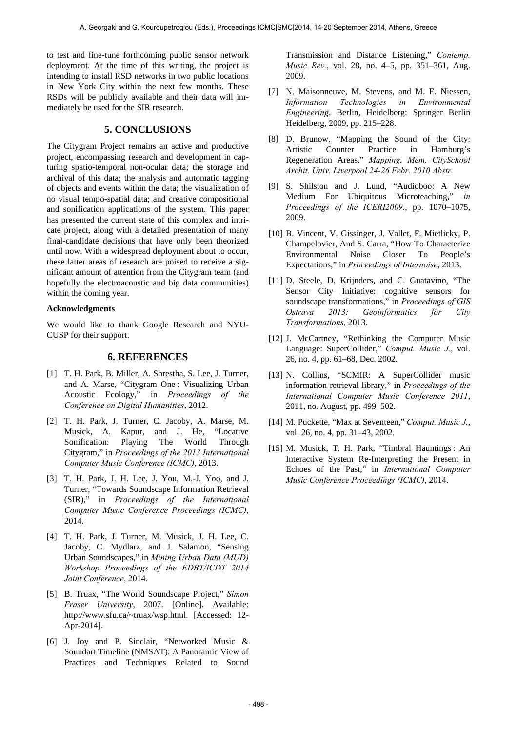to test and fine-tune forthcoming public sensor network deployment. At the time of this writing, the project is intending to install RSD networks in two public locations in New York City within the next few months. These RSDs will be publicly available and their data will immediately be used for the SIR research.

## 5. CONCLUSIONS

The Citygram Project remains an active and productive project, encompassing research and development in capturing spatio-temporal non-ocular data; the storage and archival of this data; the analysis and automatic tagging of objects and events within the data; the visualization of no visual tempo-spatial data; and creative compositional and sonification applications of the system. This paper has presented the current state of this complex and intricate project, along with a detailed presentation of many final-candidate decisions that have only been theorized until now. With a widespread deployment about to occur, these latter areas of research are poised to receive a significant amount of attention from the Citygram team (and hopefully the electroacoustic and big data communities) within the coming year.

**Acknowledgments**

We would like to thank Google Research and NYU-CUSP for their support.

## 6. REFERENCES

[1] T. H. Park, B. Miller, A. Shrestha, S. Lee, J. Turner, and A. Marse, "Citygram One : Visualizing Urban Acoustic Ecology," in *Proceedings of the Conference on Digital Humanities*, 2012.

[2] T. H. Park, J. Turner, C. Jacoby, A. Marse, M. Musick, A. Kapur, and J. He, "Locative Sonification: Playing The World Through Citygram," in *Proceedings of the 2013 International Computer Music Conference (ICMC)*, 2013.

[3] T. H. Park, J. H. Lee, J. You, M.-J. Yoo, and J. Turner, "Towards Soundscape Information Retrieval (SIR)," in *Proceedings of the International Computer Music Conference Proceedings (ICMC)*, 2014.

[4] T. H. Park, J. Turner, M. Musick, J. H. Lee, C. Jacoby, C. Mydlarz, and J. Salamon, "Sensing Urban Soundscapes," in *Mining Urban Data (MUD) Workshop Proceedings of the EDBT/ICDT 2014 Joint Conference*, 2014.

[5] B. Truax, "The World Soundscape Project," *Simon Fraser University*, 2007. [Online]. Available: http://www.sfu.ca/~truax/wsp.html. [Accessed: 12-Apr-2014].

[6] J. Joy and P. Sinclair, "Networked Music & Soundart Timeline (NMSAT): A Panoramic View of Practices and Techniques Related to Sound Transmission and Distance Listening," *Contemp. Music Rev.*, vol. 28, no. 4–5, pp. 351–361, Aug. 2009.

[7] N. Maisonneuve, M. Stevens, and M. E. Niessen, *Information Technologies in Environmental Engineering*. Berlin, Heidelberg: Springer Berlin Heidelberg, 2009, pp. 215–228.

[8] D. Brunow, "Mapping the Sound of the City: Artistic Counter Practice in Hamburg's Regeneration Areas," *Mapping, Mem. CitySchool Archit. Univ. Liverpool 24-26 Febr. 2010 Abstr.*

[9] S. Shilston and J. Lund, "Audioboo: A New Medium For Ubiquitous Microteaching," *in Proceedings of the ICERI2009.*, pp. 1070–1075, 2009.

[10] B. Vincent, V. Gissinger, J. Vallet, F. Mietlicky, P. Champelovier, And S. Carra, "How To Characterize Environmental Noise Closer To People's Expectations," in *Proceedings of Internoise*, 2013.

[11] D. Steele, D. Krijnders, and C. Guatavino, "The Sensor City Initiative: cognitive sensors for soundscape transformations," in *Proceedings of GIS Ostrava 2013: Geoinformatics for City Transformations*, 2013.

[12] J. McCartney, "Rethinking the Computer Music Language: SuperCollider," *Comput. Music J.*, vol. 26, no. 4, pp. 61–68, Dec. 2002.

[13] N. Collins, "SCMIR: A SuperCollider music information retrieval library," in *Proceedings of the International Computer Music Conference 2011*, 2011, no. August, pp. 499–502.

[14] M. Puckette, "Max at Seventeen," *Comput. Music J.*, vol. 26, no. 4, pp. 31–43, 2002.

[15] M. Musick, T. H. Park, "Timbral Hauntings : An Interactive System Re-Interpreting the Present in Echoes of the Past," in *International Computer Music Conference Proceedings (ICMC)*, 2014.